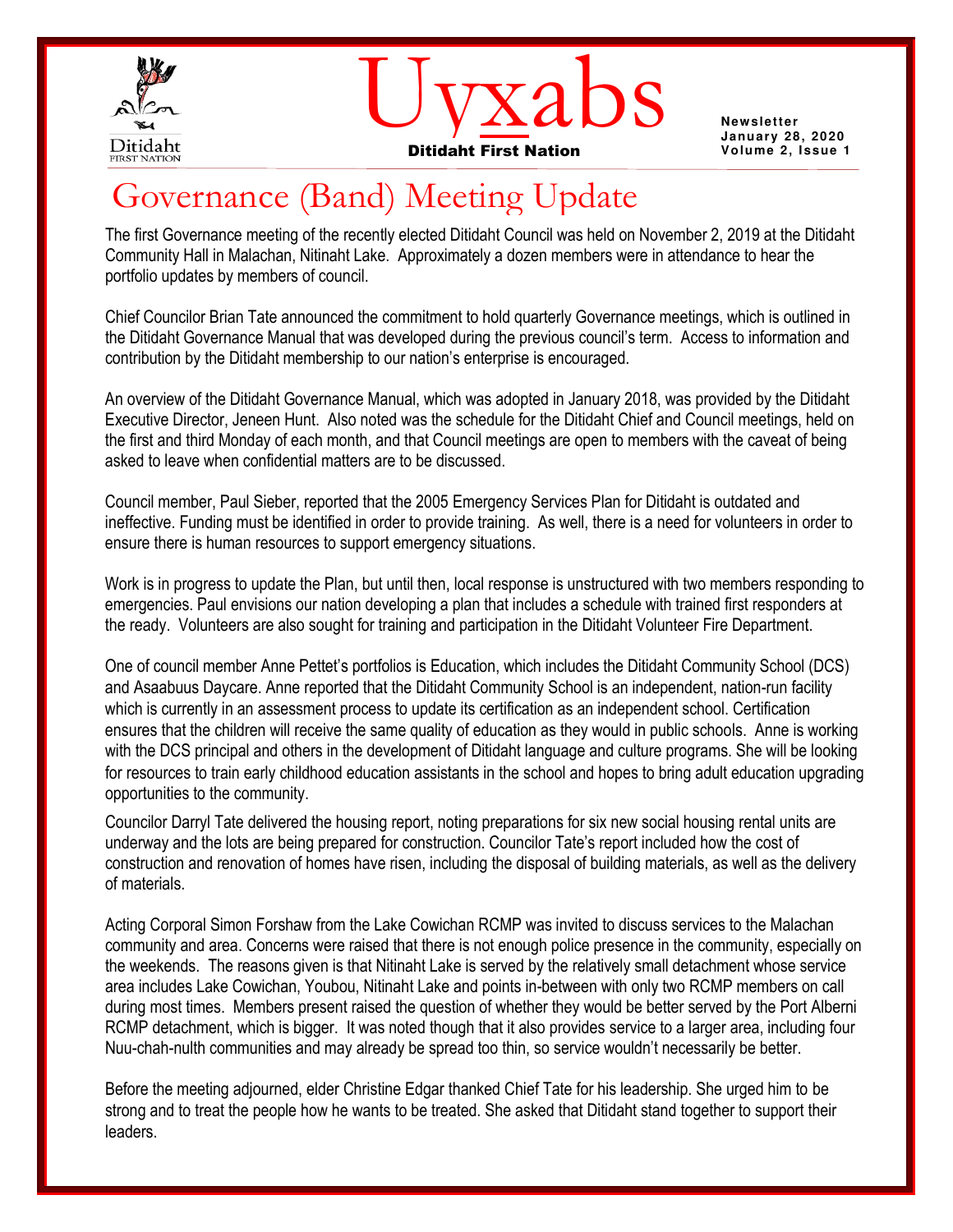Ditidaht FIRST NATION

# Uyxabs

**Ditidaht First Nation**

**Newsletter**
**January 28, 2020**
**Volume 2, Issue 1**

## Governance (Band) Meeting Update

The first Governance meeting of the recently elected Ditidaht Council was held on November 2, 2019 at the Ditidaht Community Hall in Malachan, Nitinaht Lake. Approximately a dozen members were in attendance to hear the portfolio updates by members of council.

Chief Councilor Brian Tate announced the commitment to hold quarterly Governance meetings, which is outlined in the Ditidaht Governance Manual that was developed during the previous council's term. Access to information and contribution by the Ditidaht membership to our nation's enterprise is encouraged.

An overview of the Ditidaht Governance Manual, which was adopted in January 2018, was provided by the Ditidaht Executive Director, Jeneen Hunt. Also noted was the schedule for the Ditidaht Chief and Council meetings, held on the first and third Monday of each month, and that Council meetings are open to members with the caveat of being asked to leave when confidential matters are to be discussed.

Council member, Paul Sieber, reported that the 2005 Emergency Services Plan for Ditidaht is outdated and ineffective. Funding must be identified in order to provide training. As well, there is a need for volunteers in order to ensure there is human resources to support emergency situations.

Work is in progress to update the Plan, but until then, local response is unstructured with two members responding to emergencies. Paul envisions our nation developing a plan that includes a schedule with trained first responders at the ready. Volunteers are also sought for training and participation in the Ditidaht Volunteer Fire Department.

One of council member Anne Pettet's portfolios is Education, which includes the Ditidaht Community School (DCS) and Asaabuus Daycare. Anne reported that the Ditidaht Community School is an independent, nation-run facility which is currently in an assessment process to update its certification as an independent school. Certification ensures that the children will receive the same quality of education as they would in public schools. Anne is working with the DCS principal and others in the development of Ditidaht language and culture programs. She will be looking for resources to train early childhood education assistants in the school and hopes to bring adult education upgrading opportunities to the community.

Councilor Darryl Tate delivered the housing report, noting preparations for six new social housing rental units are underway and the lots are being prepared for construction. Councilor Tate's report included how the cost of construction and renovation of homes have risen, including the disposal of building materials, as well as the delivery of materials.

Acting Corporal Simon Forshaw from the Lake Cowichan RCMP was invited to discuss services to the Malachan community and area. Concerns were raised that there is not enough police presence in the community, especially on the weekends. The reasons given is that Nitinaht Lake is served by the relatively small detachment whose service area includes Lake Cowichan, Youbou, Nitinaht Lake and points in-between with only two RCMP members on call during most times. Members present raised the question of whether they would be better served by the Port Alberni RCMP detachment, which is bigger. It was noted though that it also provides service to a larger area, including four Nuu-chah-nulth communities and may already be spread too thin, so service wouldn't necessarily be better.

Before the meeting adjourned, elder Christine Edgar thanked Chief Tate for his leadership. She urged him to be strong and to treat the people how he wants to be treated. She asked that Ditidaht stand together to support their leaders.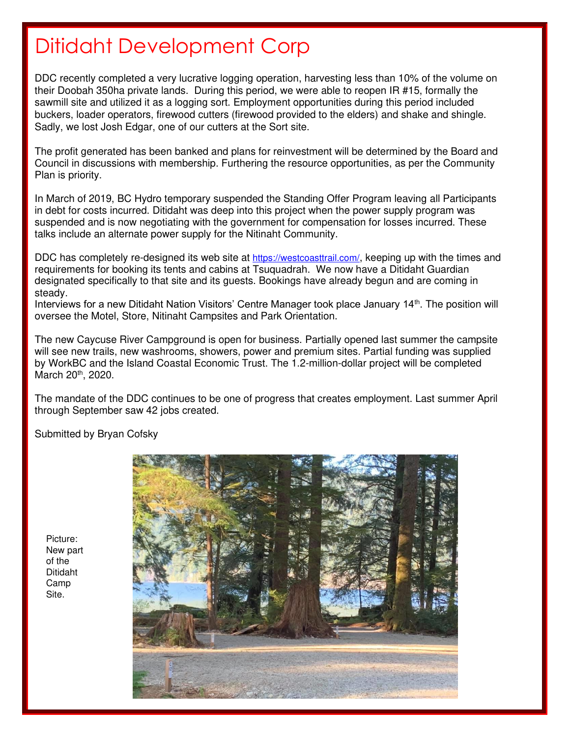# Ditidaht Development Corp

DDC recently completed a very lucrative logging operation, harvesting less than 10% of the volume on their Doobah 350ha private lands. During this period, we were able to reopen IR #15, formally the sawmill site and utilized it as a logging sort. Employment opportunities during this period included buckers, loader operators, firewood cutters (firewood provided to the elders) and shake and shingle. Sadly, we lost Josh Edgar, one of our cutters at the Sort site.

The profit generated has been banked and plans for reinvestment will be determined by the Board and Council in discussions with membership. Furthering the resource opportunities, as per the Community Plan is priority.

In March of 2019, BC Hydro temporary suspended the Standing Offer Program leaving all Participants in debt for costs incurred. Ditidaht was deep into this project when the power supply program was suspended and is now negotiating with the government for compensation for losses incurred. These talks include an alternate power supply for the Nitinaht Community.

DDC has completely re-designed its web site at https://westcoasttrail.com/, keeping up with the times and requirements for booking its tents and cabins at Tsuquadrah. We now have a Ditidaht Guardian designated specifically to that site and its guests. Bookings have already begun and are coming in steady.

Interviews for a new Ditidaht Nation Visitors' Centre Manager took place January 14th. The position will oversee the Motel, Store, Nitinaht Campsites and Park Orientation.

The new Caycuse River Campground is open for business. Partially opened last summer the campsite will see new trails, new washrooms, showers, power and premium sites. Partial funding was supplied by WorkBC and the Island Coastal Economic Trust. The 1.2-million-dollar project will be completed March 20th, 2020.

The mandate of the DDC continues to be one of progress that creates employment. Last summer April through September saw 42 jobs created.

Submitted by Bryan Cofsky

Picture: New part of the Ditidaht Camp Site.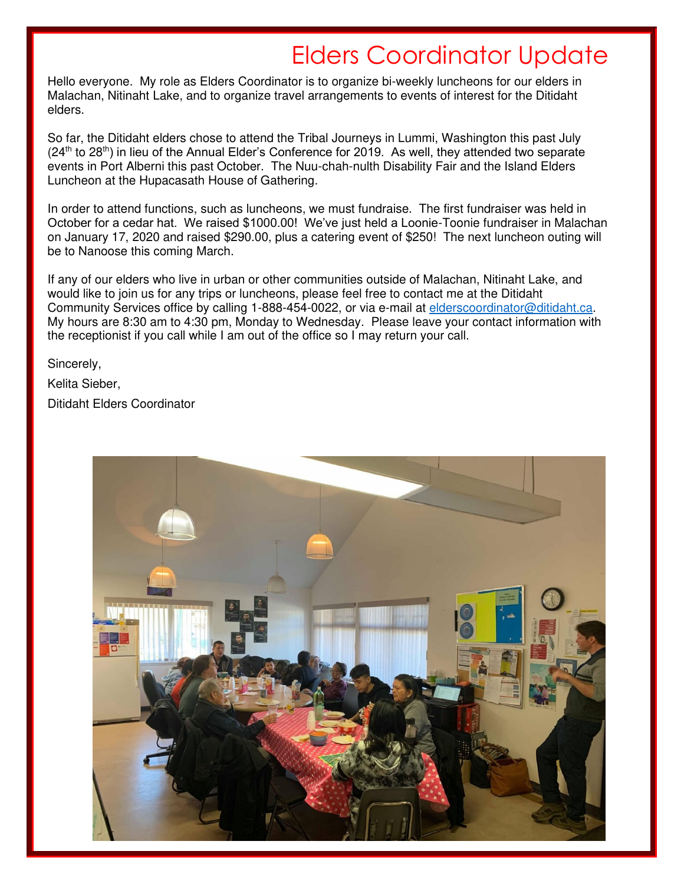# Elders Coordinator Update

Hello everyone. My role as Elders Coordinator is to organize bi-weekly luncheons for our elders in Malachan, Nitinaht Lake, and to organize travel arrangements to events of interest for the Ditidaht elders.

So far, the Ditidaht elders chose to attend the Tribal Journeys in Lummi, Washington this past July (24th to 28th) in lieu of the Annual Elder's Conference for 2019. As well, they attended two separate events in Port Alberni this past October. The Nuu-chah-nulth Disability Fair and the Island Elders Luncheon at the Hupacasath House of Gathering.

In order to attend functions, such as luncheons, we must fundraise. The first fundraiser was held in October for a cedar hat. We raised $1000.00! We've just held a Loonie-Toonie fundraiser in Malachan on January 17, 2020 and raised $290.00, plus a catering event of $250! The next luncheon outing will be to Nanoose this coming March.

If any of our elders who live in urban or other communities outside of Malachan, Nitinaht Lake, and would like to join us for any trips or luncheons, please feel free to contact me at the Ditidaht Community Services office by calling 1-888-454-0022, or via e-mail at elderscoordinator@ditidaht.ca. My hours are 8:30 am to 4:30 pm, Monday to Wednesday. Please leave your contact information with the receptionist if you call while I am out of the office so I may return your call.

Sincerely,

Kelita Sieber,

Ditidaht Elders Coordinator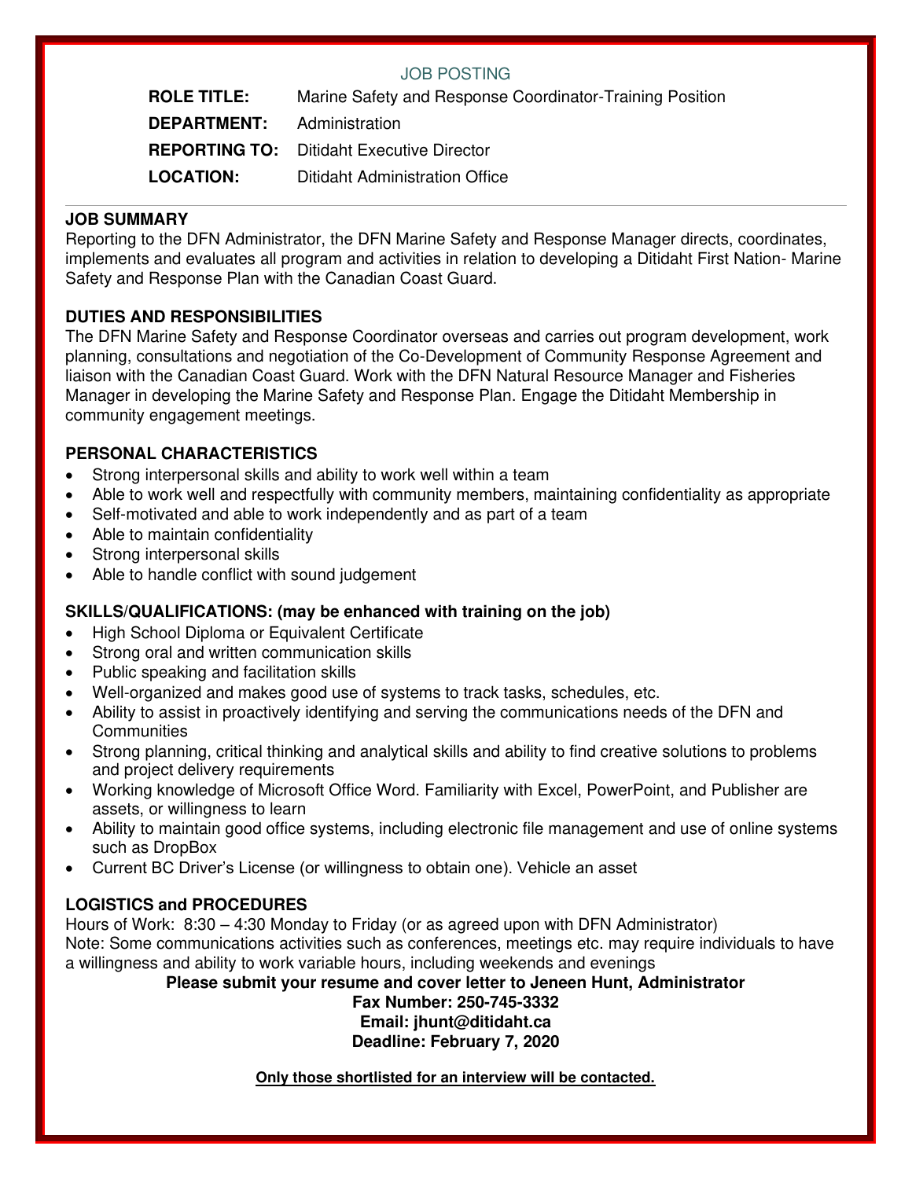JOB POSTING

| | |
|---|---|
| **ROLE TITLE:** | Marine Safety and Response Coordinator-Training Position |
| **DEPARTMENT:** | Administration |
| **REPORTING TO:** | Ditidaht Executive Director |
| **LOCATION:** | Ditidaht Administration Office |

---

**JOB SUMMARY**

Reporting to the DFN Administrator, the DFN Marine Safety and Response Manager directs, coordinates, implements and evaluates all program and activities in relation to developing a Ditidaht First Nation- Marine Safety and Response Plan with the Canadian Coast Guard.

**DUTIES AND RESPONSIBILITIES**

The DFN Marine Safety and Response Coordinator overseas and carries out program development, work planning, consultations and negotiation of the Co-Development of Community Response Agreement and liaison with the Canadian Coast Guard. Work with the DFN Natural Resource Manager and Fisheries Manager in developing the Marine Safety and Response Plan. Engage the Ditidaht Membership in community engagement meetings.

**PERSONAL CHARACTERISTICS**

- Strong interpersonal skills and ability to work well within a team
- Able to work well and respectfully with community members, maintaining confidentiality as appropriate
- Self-motivated and able to work independently and as part of a team
- Able to maintain confidentiality
- Strong interpersonal skills
- Able to handle conflict with sound judgement

**SKILLS/QUALIFICATIONS: (may be enhanced with training on the job)**

- High School Diploma or Equivalent Certificate
- Strong oral and written communication skills
- Public speaking and facilitation skills
- Well-organized and makes good use of systems to track tasks, schedules, etc.
- Ability to assist in proactively identifying and serving the communications needs of the DFN and Communities
- Strong planning, critical thinking and analytical skills and ability to find creative solutions to problems and project delivery requirements
- Working knowledge of Microsoft Office Word. Familiarity with Excel, PowerPoint, and Publisher are assets, or willingness to learn
- Ability to maintain good office systems, including electronic file management and use of online systems such as DropBox
- Current BC Driver's License (or willingness to obtain one). Vehicle an asset

**LOGISTICS and PROCEDURES**

Hours of Work: 8:30 – 4:30 Monday to Friday (or as agreed upon with DFN Administrator)
Note: Some communications activities such as conferences, meetings etc. may require individuals to have a willingness and ability to work variable hours, including weekends and evenings

**Please submit your resume and cover letter to Jeneen Hunt, Administrator**
**Fax Number: 250-745-3332**
**Email: jhunt@ditidaht.ca**
**Deadline: February 7, 2020**

**Only those shortlisted for an interview will be contacted.**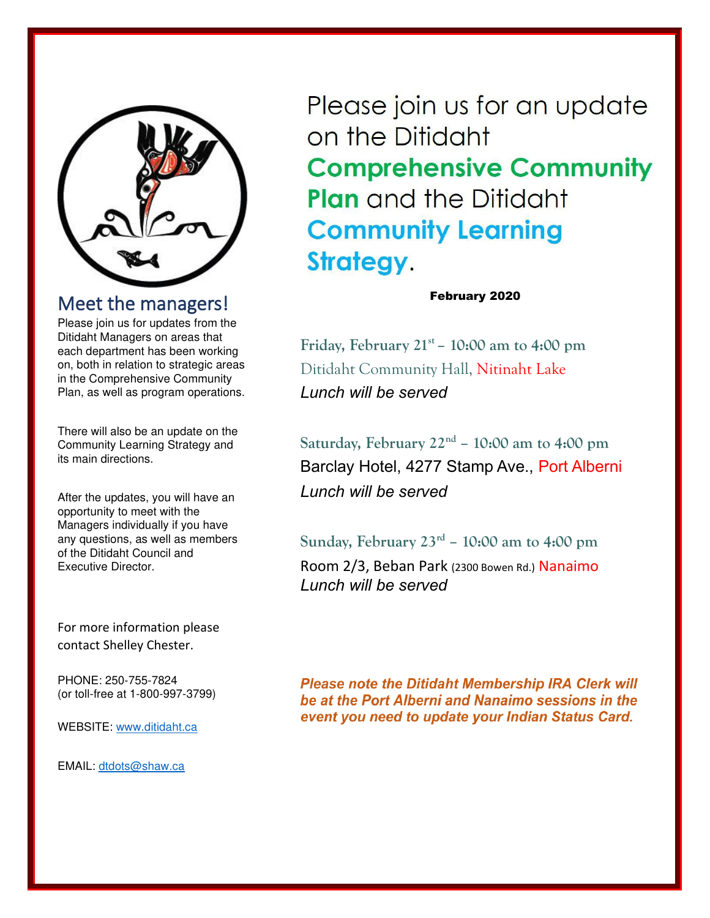# Please join us for an update on the Ditidaht **Comprehensive Community Plan** and the Ditidaht **Community Learning Strategy**.

**February 2020**

## Meet the managers!

Please join us for updates from the Ditidaht Managers on areas that each department has been working on, both in relation to strategic areas in the Comprehensive Community Plan, as well as program operations.

There will also be an update on the Community Learning Strategy and its main directions.

After the updates, you will have an opportunity to meet with the Managers individually if you have any questions, as well as members of the Ditidaht Council and Executive Director.

**Friday, February 21st – 10:00 am to 4:00 pm**
Ditidaht Community Hall, Nitinaht Lake
*Lunch will be served*

**Saturday, February 22nd – 10:00 am to 4:00 pm**
Barclay Hotel, 4277 Stamp Ave., Port Alberni
*Lunch will be served*

**Sunday, February 23rd – 10:00 am to 4:00 pm**
Room 2/3, Beban Park (2300 Bowen Rd.) Nanaimo
*Lunch will be served*

***Please note the Ditidaht Membership IRA Clerk will be at the Port Alberni and Nanaimo sessions in the event you need to update your Indian Status Card.***

For more information please contact Shelley Chester.

PHONE: 250-755-7824
(or toll-free at 1-800-997-3799)

WEBSITE: www.ditidaht.ca

EMAIL: dtdots@shaw.ca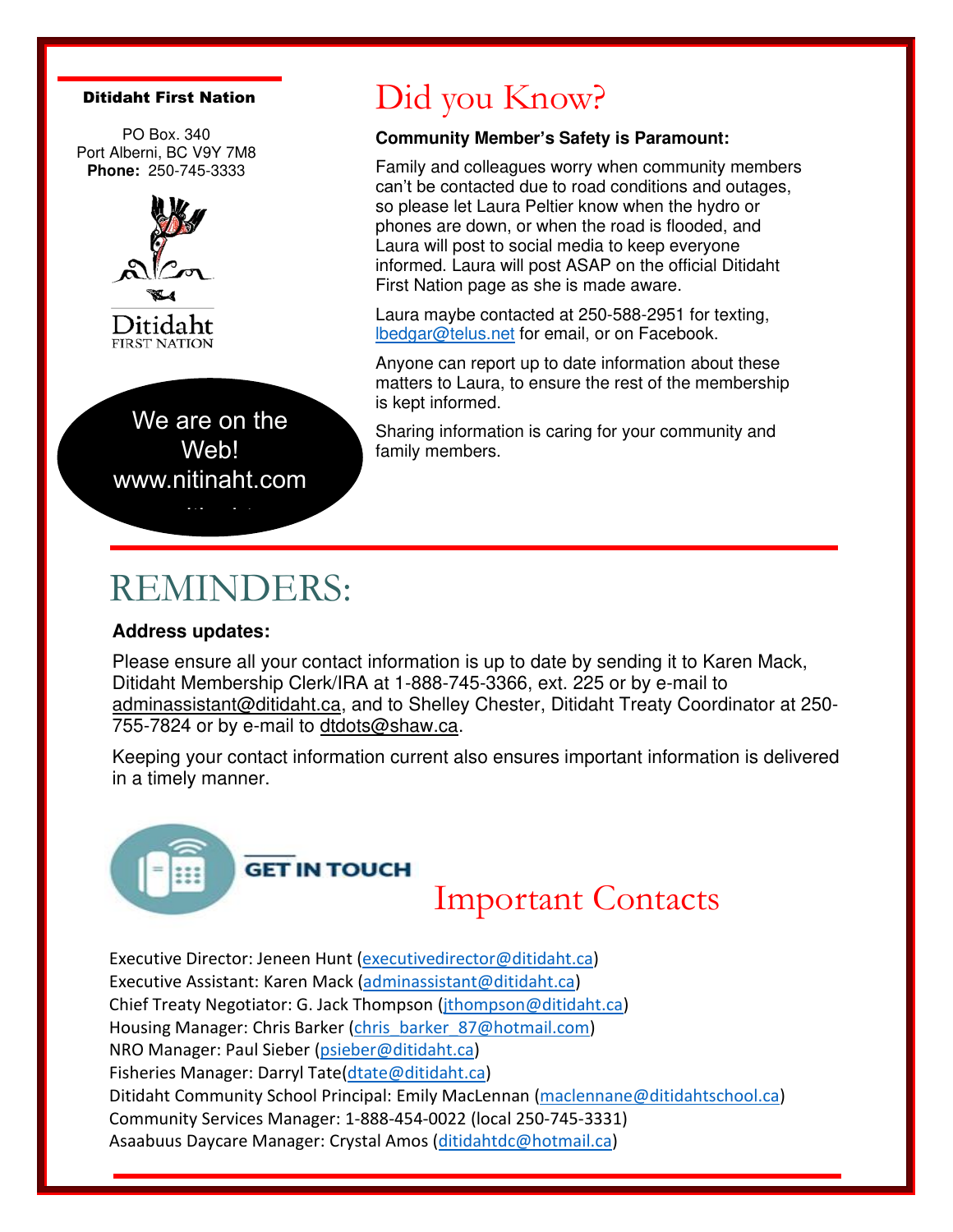**Ditidaht First Nation**

PO Box. 340
Port Alberni, BC V9Y 7M8
**Phone:** 250-745-3333

Ditidaht
FIRST NATION

We are on the Web!
www.nitinaht.com

# Did you Know?

**Community Member's Safety is Paramount:**

Family and colleagues worry when community members can't be contacted due to road conditions and outages, so please let Laura Peltier know when the hydro or phones are down, or when the road is flooded, and Laura will post to social media to keep everyone informed. Laura will post ASAP on the official Ditidaht First Nation page as she is made aware.

Laura maybe contacted at 250-588-2951 for texting, lbedgar@telus.net for email, or on Facebook.

Anyone can report up to date information about these matters to Laura, to ensure the rest of the membership is kept informed.

Sharing information is caring for your community and family members.

# REMINDERS:

**Address updates:**

Please ensure all your contact information is up to date by sending it to Karen Mack, Ditidaht Membership Clerk/IRA at 1-888-745-3366, ext. 225 or by e-mail to adminassistant@ditidaht.ca, and to Shelley Chester, Ditidaht Treaty Coordinator at 250-755-7824 or by e-mail to dtdots@shaw.ca.

Keeping your contact information current also ensures important information is delivered in a timely manner.

GET IN TOUCH

# Important Contacts

Executive Director: Jeneen Hunt (executivedirector@ditidaht.ca)
Executive Assistant: Karen Mack (adminassistant@ditidaht.ca)
Chief Treaty Negotiator: G. Jack Thompson (jthompson@ditidaht.ca)
Housing Manager: Chris Barker (chris_barker_87@hotmail.com)
NRO Manager: Paul Sieber (psieber@ditidaht.ca)
Fisheries Manager: Darryl Tate(dtate@ditidaht.ca)
Ditidaht Community School Principal: Emily MacLennan (maclennane@ditidahtschool.ca)
Community Services Manager: 1-888-454-0022 (local 250-745-3331)
Asaabuus Daycare Manager: Crystal Amos (ditidahtdc@hotmail.ca)